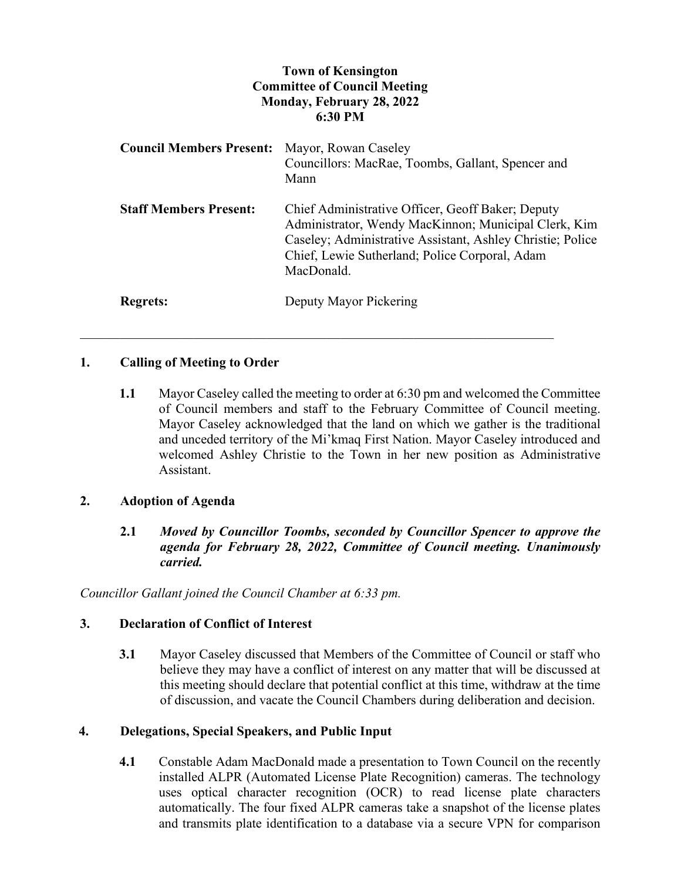**Town of Kensington**
**Committee of Council Meeting**
**Monday, February 28, 2022**
**6:30 PM**

| | |
|---|---|
| **Council Members Present:** | Mayor, Rowan Caseley<br>Councillors: MacRae, Toombs, Gallant, Spencer and Mann |
| **Staff Members Present:** | Chief Administrative Officer, Geoff Baker; Deputy Administrator, Wendy MacKinnon; Municipal Clerk, Kim Caseley; Administrative Assistant, Ashley Christie; Police Chief, Lewie Sutherland; Police Corporal, Adam MacDonald. |
| **Regrets:** | Deputy Mayor Pickering |

---

## 1. Calling of Meeting to Order

**1.1** Mayor Caseley called the meeting to order at 6:30 pm and welcomed the Committee of Council members and staff to the February Committee of Council meeting. Mayor Caseley acknowledged that the land on which we gather is the traditional and unceded territory of the Mi'kmaq First Nation. Mayor Caseley introduced and welcomed Ashley Christie to the Town in her new position as Administrative Assistant.

## 2. Adoption of Agenda

**2.1** ***Moved by Councillor Toombs, seconded by Councillor Spencer to approve the agenda for February 28, 2022, Committee of Council meeting. Unanimously carried.***

*Councillor Gallant joined the Council Chamber at 6:33 pm.*

## 3. Declaration of Conflict of Interest

**3.1** Mayor Caseley discussed that Members of the Committee of Council or staff who believe they may have a conflict of interest on any matter that will be discussed at this meeting should declare that potential conflict at this time, withdraw at the time of discussion, and vacate the Council Chambers during deliberation and decision.

## 4. Delegations, Special Speakers, and Public Input

**4.1** Constable Adam MacDonald made a presentation to Town Council on the recently installed ALPR (Automated License Plate Recognition) cameras. The technology uses optical character recognition (OCR) to read license plate characters automatically. The four fixed ALPR cameras take a snapshot of the license plates and transmits plate identification to a database via a secure VPN for comparison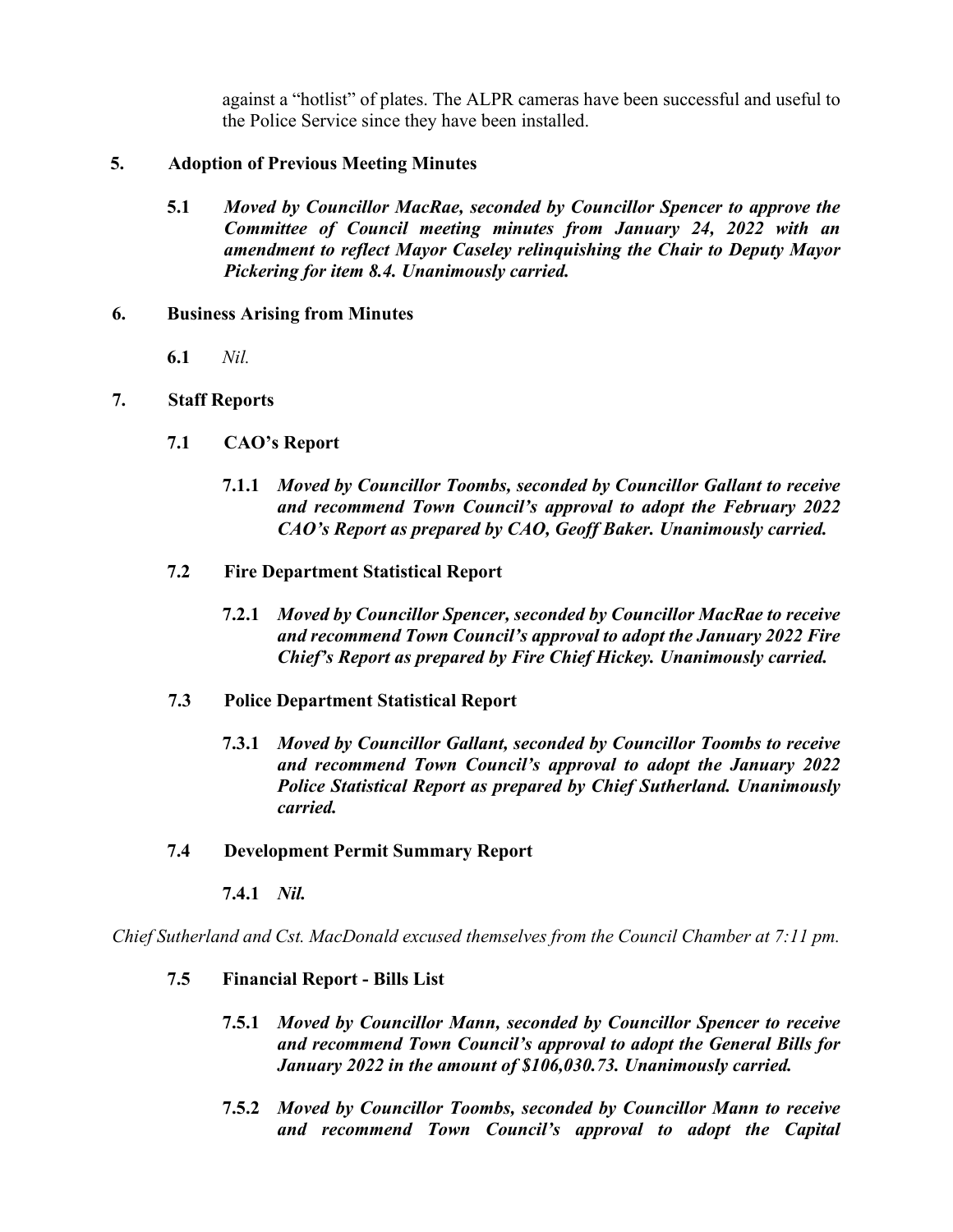against a "hotlist" of plates. The ALPR cameras have been successful and useful to the Police Service since they have been installed.

**5. Adoption of Previous Meeting Minutes**

**5.1** ***Moved by Councillor MacRae, seconded by Councillor Spencer to approve the Committee of Council meeting minutes from January 24, 2022 with an amendment to reflect Mayor Caseley relinquishing the Chair to Deputy Mayor Pickering for item 8.4. Unanimously carried.***

**6. Business Arising from Minutes**

**6.1** *Nil.*

**7. Staff Reports**

**7.1 CAO's Report**

**7.1.1** ***Moved by Councillor Toombs, seconded by Councillor Gallant to receive and recommend Town Council's approval to adopt the February 2022 CAO's Report as prepared by CAO, Geoff Baker. Unanimously carried.***

**7.2 Fire Department Statistical Report**

**7.2.1** ***Moved by Councillor Spencer, seconded by Councillor MacRae to receive and recommend Town Council's approval to adopt the January 2022 Fire Chief's Report as prepared by Fire Chief Hickey. Unanimously carried.***

**7.3 Police Department Statistical Report**

**7.3.1** ***Moved by Councillor Gallant, seconded by Councillor Toombs to receive and recommend Town Council's approval to adopt the January 2022 Police Statistical Report as prepared by Chief Sutherland. Unanimously carried.***

**7.4 Development Permit Summary Report**

**7.4.1** ***Nil.***

*Chief Sutherland and Cst. MacDonald excused themselves from the Council Chamber at 7:11 pm.*

**7.5 Financial Report - Bills List**

**7.5.1** ***Moved by Councillor Mann, seconded by Councillor Spencer to receive and recommend Town Council's approval to adopt the General Bills for January 2022 in the amount of $106,030.73. Unanimously carried.***

**7.5.2** ***Moved by Councillor Toombs, seconded by Councillor Mann to receive and recommend Town Council's approval to adopt the Capital***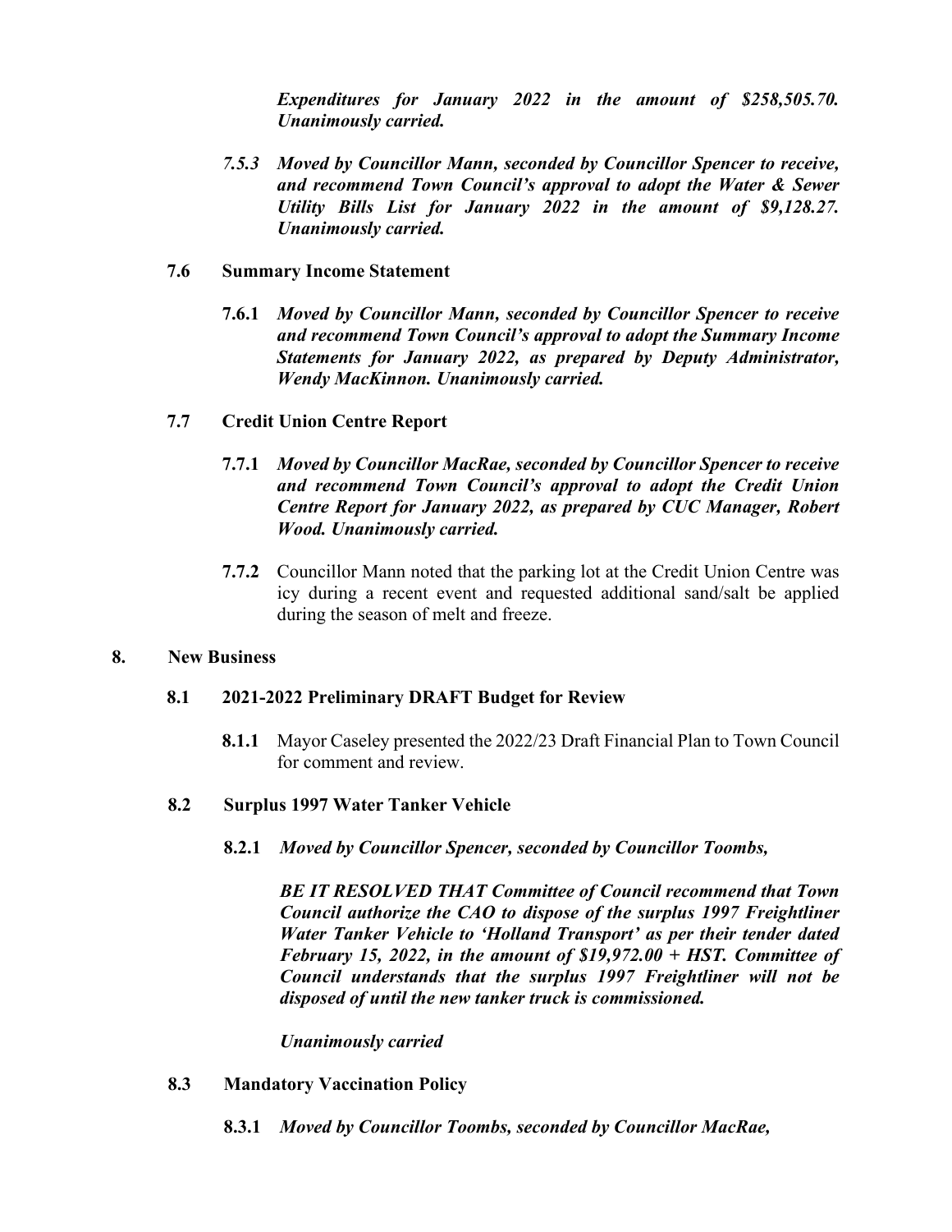*Expenditures for January 2022 in the amount of $258,505.70. Unanimously carried.*

*7.5.3 Moved by Councillor Mann, seconded by Councillor Spencer to receive, and recommend Town Council's approval to adopt the Water & Sewer Utility Bills List for January 2022 in the amount of $9,128.27. Unanimously carried.*

**7.6 Summary Income Statement**

**7.6.1** *Moved by Councillor Mann, seconded by Councillor Spencer to receive and recommend Town Council's approval to adopt the Summary Income Statements for January 2022, as prepared by Deputy Administrator, Wendy MacKinnon. Unanimously carried.*

**7.7 Credit Union Centre Report**

**7.7.1** *Moved by Councillor MacRae, seconded by Councillor Spencer to receive and recommend Town Council's approval to adopt the Credit Union Centre Report for January 2022, as prepared by CUC Manager, Robert Wood. Unanimously carried.*

**7.7.2** Councillor Mann noted that the parking lot at the Credit Union Centre was icy during a recent event and requested additional sand/salt be applied during the season of melt and freeze.

## 8. New Business

**8.1 2021-2022 Preliminary DRAFT Budget for Review**

**8.1.1** Mayor Caseley presented the 2022/23 Draft Financial Plan to Town Council for comment and review.

**8.2 Surplus 1997 Water Tanker Vehicle**

**8.2.1** *Moved by Councillor Spencer, seconded by Councillor Toombs,*

***BE IT RESOLVED THAT Committee of Council recommend that Town Council authorize the CAO to dispose of the surplus 1997 Freightliner Water Tanker Vehicle to 'Holland Transport' as per their tender dated February 15, 2022, in the amount of $19,972.00 + HST. Committee of Council understands that the surplus 1997 Freightliner will not be disposed of until the new tanker truck is commissioned.***

*Unanimously carried*

**8.3 Mandatory Vaccination Policy**

**8.3.1** *Moved by Councillor Toombs, seconded by Councillor MacRae,*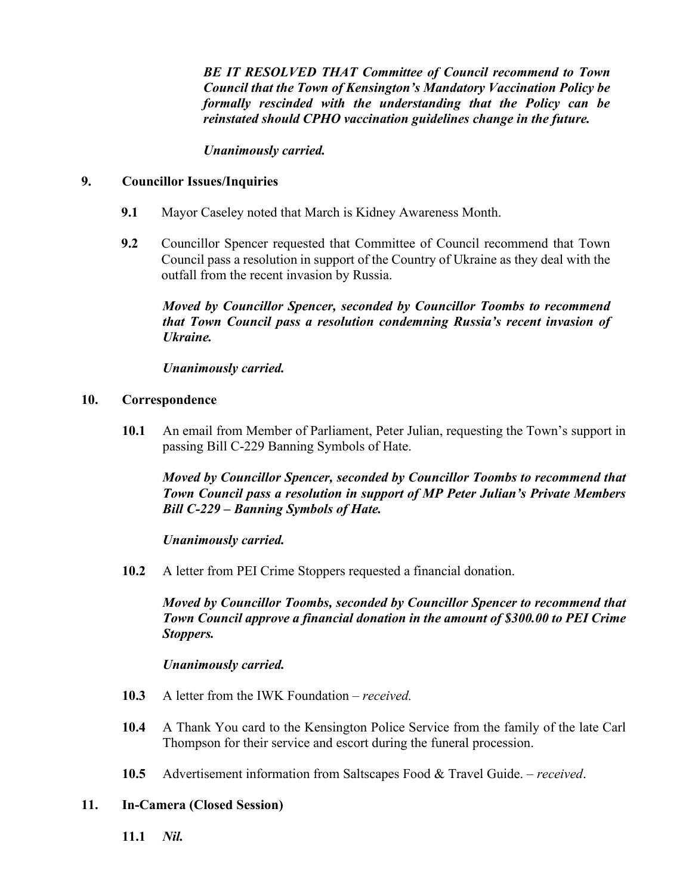***BE IT RESOLVED THAT Committee of Council recommend to Town Council that the Town of Kensington's Mandatory Vaccination Policy be formally rescinded with the understanding that the Policy can be reinstated should CPHO vaccination guidelines change in the future.***

***Unanimously carried.***

**9. Councillor Issues/Inquiries**

**9.1** Mayor Caseley noted that March is Kidney Awareness Month.

**9.2** Councillor Spencer requested that Committee of Council recommend that Town Council pass a resolution in support of the Country of Ukraine as they deal with the outfall from the recent invasion by Russia.

***Moved by Councillor Spencer, seconded by Councillor Toombs to recommend that Town Council pass a resolution condemning Russia's recent invasion of Ukraine.***

***Unanimously carried.***

**10. Correspondence**

**10.1** An email from Member of Parliament, Peter Julian, requesting the Town's support in passing Bill C-229 Banning Symbols of Hate.

***Moved by Councillor Spencer, seconded by Councillor Toombs to recommend that Town Council pass a resolution in support of MP Peter Julian's Private Members Bill C-229 – Banning Symbols of Hate.***

***Unanimously carried.***

**10.2** A letter from PEI Crime Stoppers requested a financial donation.

***Moved by Councillor Toombs, seconded by Councillor Spencer to recommend that Town Council approve a financial donation in the amount of $300.00 to PEI Crime Stoppers.***

***Unanimously carried.***

**10.3** A letter from the IWK Foundation – *received.*

**10.4** A Thank You card to the Kensington Police Service from the family of the late Carl Thompson for their service and escort during the funeral procession.

**10.5** Advertisement information from Saltscapes Food & Travel Guide. – *received*.

**11. In-Camera (Closed Session)**

**11.1** ***Nil.***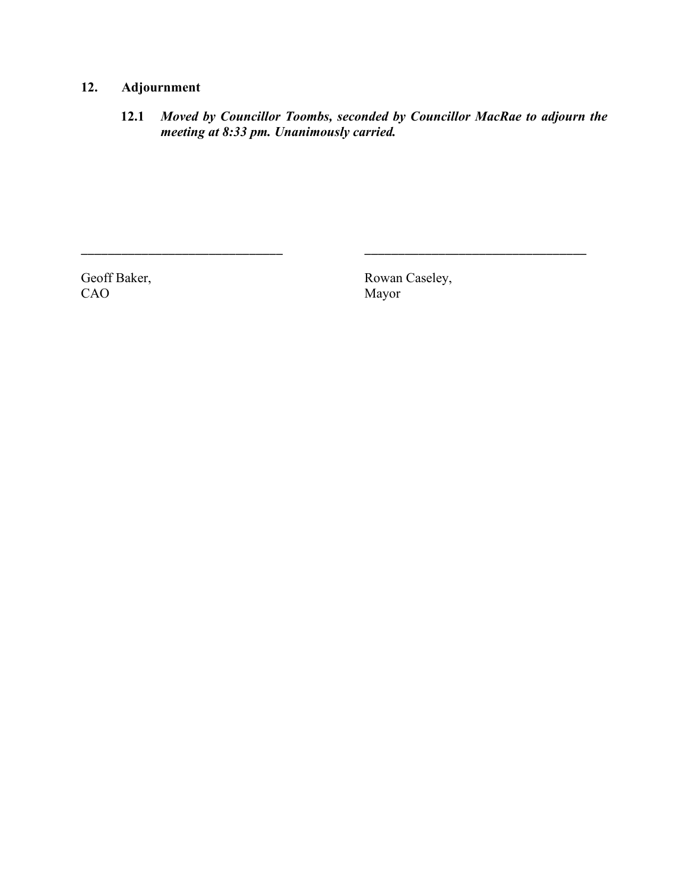## 12. Adjournment

**12.1** ***Moved by Councillor Toombs, seconded by Councillor MacRae to adjourn the meeting at 8:33 pm. Unanimously carried.***

______________________________ ______________________________

Geoff Baker,
CAO

Rowan Caseley,
Mayor